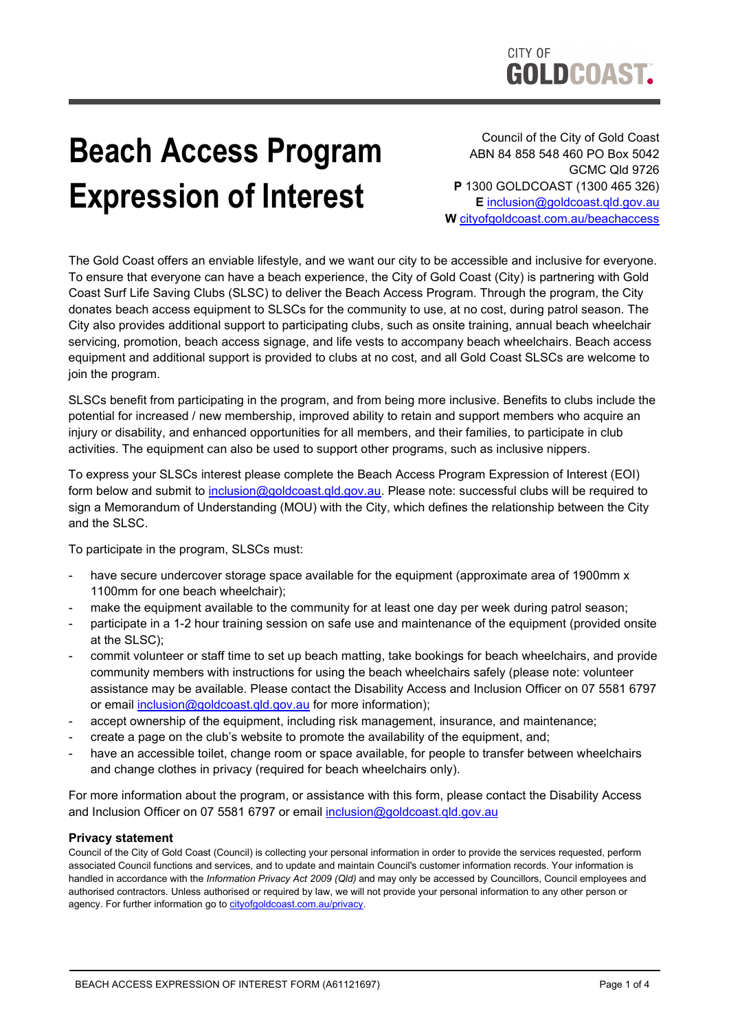CITY OF GOLDCOAST.

# Beach Access Program Expression of Interest

Council of the City of Gold Coast
ABN 84 858 548 460 PO Box 5042
GCMC Qld 9726
**P** 1300 GOLDCOAST (1300 465 326)
**E** inclusion@goldcoast.qld.gov.au
**W** cityofgoldcoast.com.au/beachaccess

The Gold Coast offers an enviable lifestyle, and we want our city to be accessible and inclusive for everyone. To ensure that everyone can have a beach experience, the City of Gold Coast (City) is partnering with Gold Coast Surf Life Saving Clubs (SLSC) to deliver the Beach Access Program. Through the program, the City donates beach access equipment to SLSCs for the community to use, at no cost, during patrol season. The City also provides additional support to participating clubs, such as onsite training, annual beach wheelchair servicing, promotion, beach access signage, and life vests to accompany beach wheelchairs. Beach access equipment and additional support is provided to clubs at no cost, and all Gold Coast SLSCs are welcome to join the program.

SLSCs benefit from participating in the program, and from being more inclusive. Benefits to clubs include the potential for increased / new membership, improved ability to retain and support members who acquire an injury or disability, and enhanced opportunities for all members, and their families, to participate in club activities. The equipment can also be used to support other programs, such as inclusive nippers.

To express your SLSCs interest please complete the Beach Access Program Expression of Interest (EOI) form below and submit to inclusion@goldcoast.qld.gov.au. Please note: successful clubs will be required to sign a Memorandum of Understanding (MOU) with the City, which defines the relationship between the City and the SLSC.

To participate in the program, SLSCs must:

- have secure undercover storage space available for the equipment (approximate area of 1900mm x 1100mm for one beach wheelchair);
- make the equipment available to the community for at least one day per week during patrol season;
- participate in a 1-2 hour training session on safe use and maintenance of the equipment (provided onsite at the SLSC);
- commit volunteer or staff time to set up beach matting, take bookings for beach wheelchairs, and provide community members with instructions for using the beach wheelchairs safely (please note: volunteer assistance may be available. Please contact the Disability Access and Inclusion Officer on 07 5581 6797 or email inclusion@goldcoast.qld.gov.au for more information);
- accept ownership of the equipment, including risk management, insurance, and maintenance;
- create a page on the club's website to promote the availability of the equipment, and;
- have an accessible toilet, change room or space available, for people to transfer between wheelchairs and change clothes in privacy (required for beach wheelchairs only).

For more information about the program, or assistance with this form, please contact the Disability Access and Inclusion Officer on 07 5581 6797 or email inclusion@goldcoast.qld.gov.au

**Privacy statement**

Council of the City of Gold Coast (Council) is collecting your personal information in order to provide the services requested, perform associated Council functions and services, and to update and maintain Council's customer information records. Your information is handled in accordance with the *Information Privacy Act 2009 (Qld)* and may only be accessed by Councillors, Council employees and authorised contractors. Unless authorised or required by law, we will not provide your personal information to any other person or agency. For further information go to cityofgoldcoast.com.au/privacy.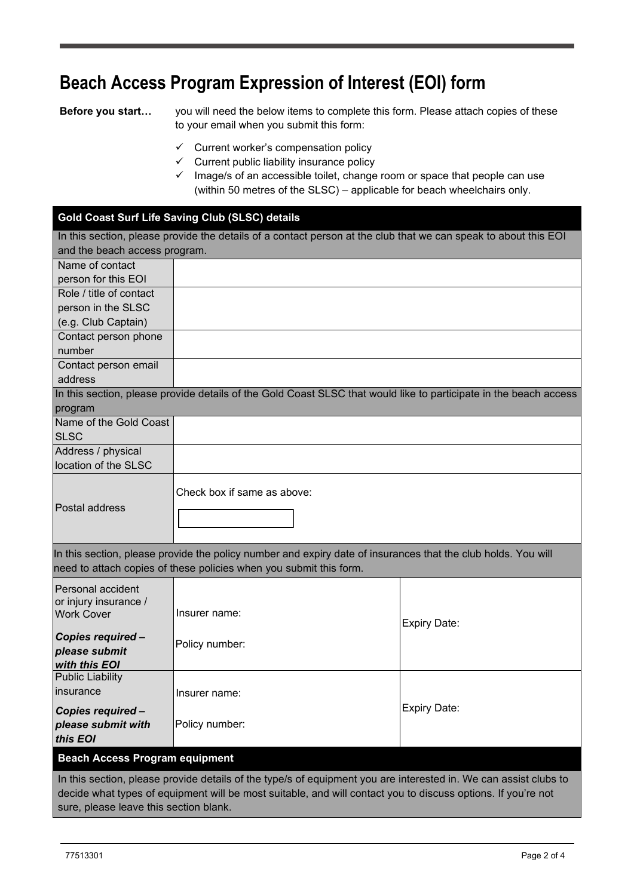# Beach Access Program Expression of Interest (EOI) form

**Before you start…** you will need the below items to complete this form. Please attach copies of these to your email when you submit this form:

- ✓ Current worker's compensation policy
- ✓ Current public liability insurance policy
- ✓ Image/s of an accessible toilet, change room or space that people can use (within 50 metres of the SLSC) – applicable for beach wheelchairs only.

| **Gold Coast Surf Life Saving Club (SLSC) details** | | |
|---|---|---|
| In this section, please provide the details of a contact person at the club that we can speak to about this EOI and the beach access program. | | |
| Name of contact person for this EOI | | |
| Role / title of contact person in the SLSC (e.g. Club Captain) | | |
| Contact person phone number | | |
| Contact person email address | | |
| In this section, please provide details of the Gold Coast SLSC that would like to participate in the beach access program | | |
| Name of the Gold Coast SLSC | | |
| Address / physical location of the SLSC | | |
| Postal address | Check box if same as above: ☐ | |
| In this section, please provide the policy number and expiry date of insurances that the club holds. You will need to attach copies of these policies when you submit this form. | | |
| Personal accident or injury insurance / Work Cover<br>***Copies required – please submit with this EOI*** | Insurer name:<br>Policy number: | Expiry Date: |
| Public Liability insurance<br>***Copies required – please submit with this EOI*** | Insurer name:<br>Policy number: | Expiry Date: |
| **Beach Access Program equipment** | | |
| In this section, please provide details of the type/s of equipment you are interested in. We can assist clubs to decide what types of equipment will be most suitable, and will contact you to discuss options. If you're not sure, please leave this section blank. | | |

77513301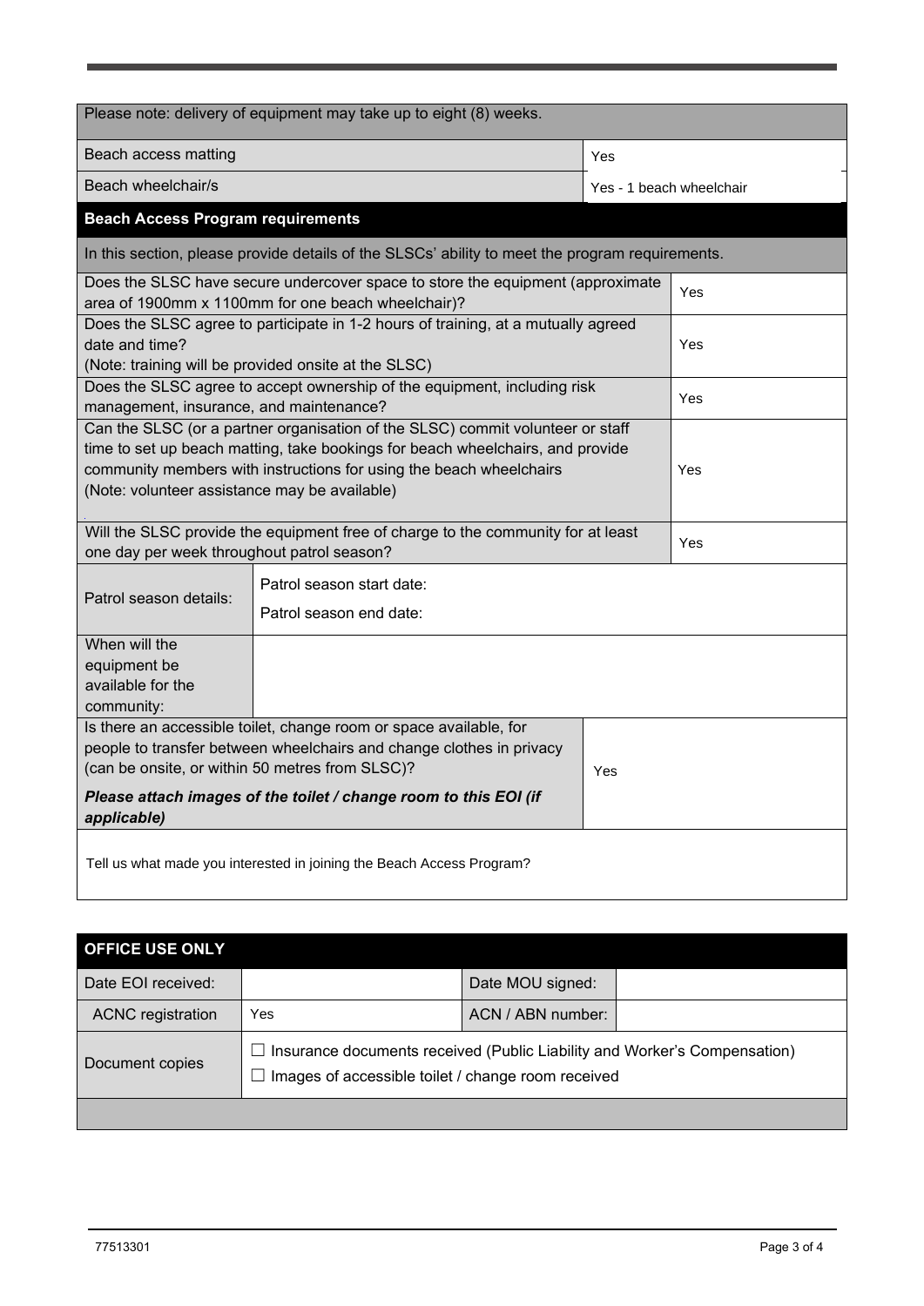| Please note: delivery of equipment may take up to eight (8) weeks. | |
|---|---|
| Beach access matting | Yes |
| Beach wheelchair/s | Yes - 1 beach wheelchair |

| **Beach Access Program requirements** | |
|---|---|
| In this section, please provide details of the SLSCs' ability to meet the program requirements. | |
| Does the SLSC have secure undercover space to store the equipment (approximate area of 1900mm x 1100mm for one beach wheelchair)? | Yes |
| Does the SLSC agree to participate in 1-2 hours of training, at a mutually agreed date and time? (Note: training will be provided onsite at the SLSC) | Yes |
| Does the SLSC agree to accept ownership of the equipment, including risk management, insurance, and maintenance? | Yes |
| Can the SLSC (or a partner organisation of the SLSC) commit volunteer or staff time to set up beach matting, take bookings for beach wheelchairs, and provide community members with instructions for using the beach wheelchairs (Note: volunteer assistance may be available) | Yes |
| Will the SLSC provide the equipment free of charge to the community for at least one day per week throughout patrol season? | Yes |

| Patrol season details: | Patrol season start date: Patrol season end date: |
|---|---|
| When will the equipment be available for the community: | |

| Is there an accessible toilet, change room or space available, for people to transfer between wheelchairs and change clothes in privacy (can be onsite, or within 50 metres from SLSC)? ***Please attach images of the toilet / change room to this EOI (if applicable)*** | Yes |
|---|---|
| Tell us what made you interested in joining the Beach Access Program? | |

| **OFFICE USE ONLY** | | | |
|---|---|---|---|
| Date EOI received: | | Date MOU signed: | |
| ACNC registration | Yes | ACN / ABN number: | |
| Document copies | ☐ Insurance documents received (Public Liability and Worker's Compensation) ☐ Images of accessible toilet / change room received | | |

77513301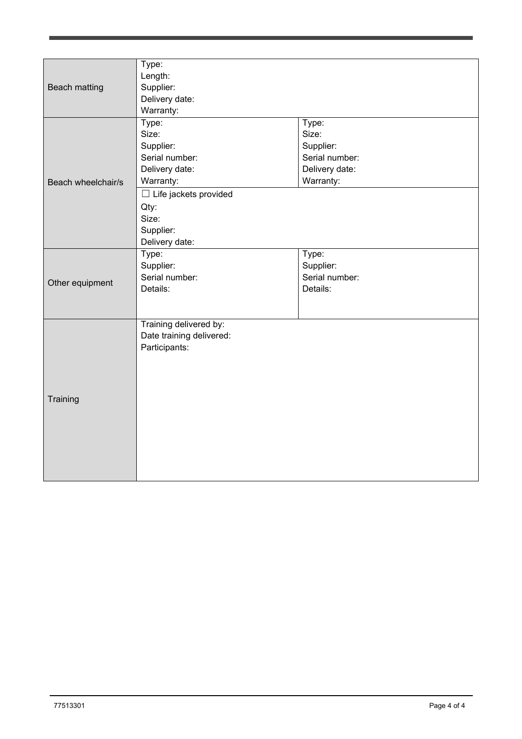| | | |
|---|---|---|
| Beach matting | Type:<br>Length:<br>Supplier:<br>Delivery date:<br>Warranty: | |
| Beach wheelchair/s | Type:<br>Size:<br>Supplier:<br>Serial number:<br>Delivery date:<br>Warranty: | Type:<br>Size:<br>Supplier:<br>Serial number:<br>Delivery date:<br>Warranty: |
| | ☐ Life jackets provided<br>Qty:<br>Size:<br>Supplier:<br>Delivery date: | |
| Other equipment | Type:<br>Supplier:<br>Serial number:<br>Details: | Type:<br>Supplier:<br>Serial number:<br>Details: |
| Training | Training delivered by:<br>Date training delivered:<br>Participants: | |

77513301